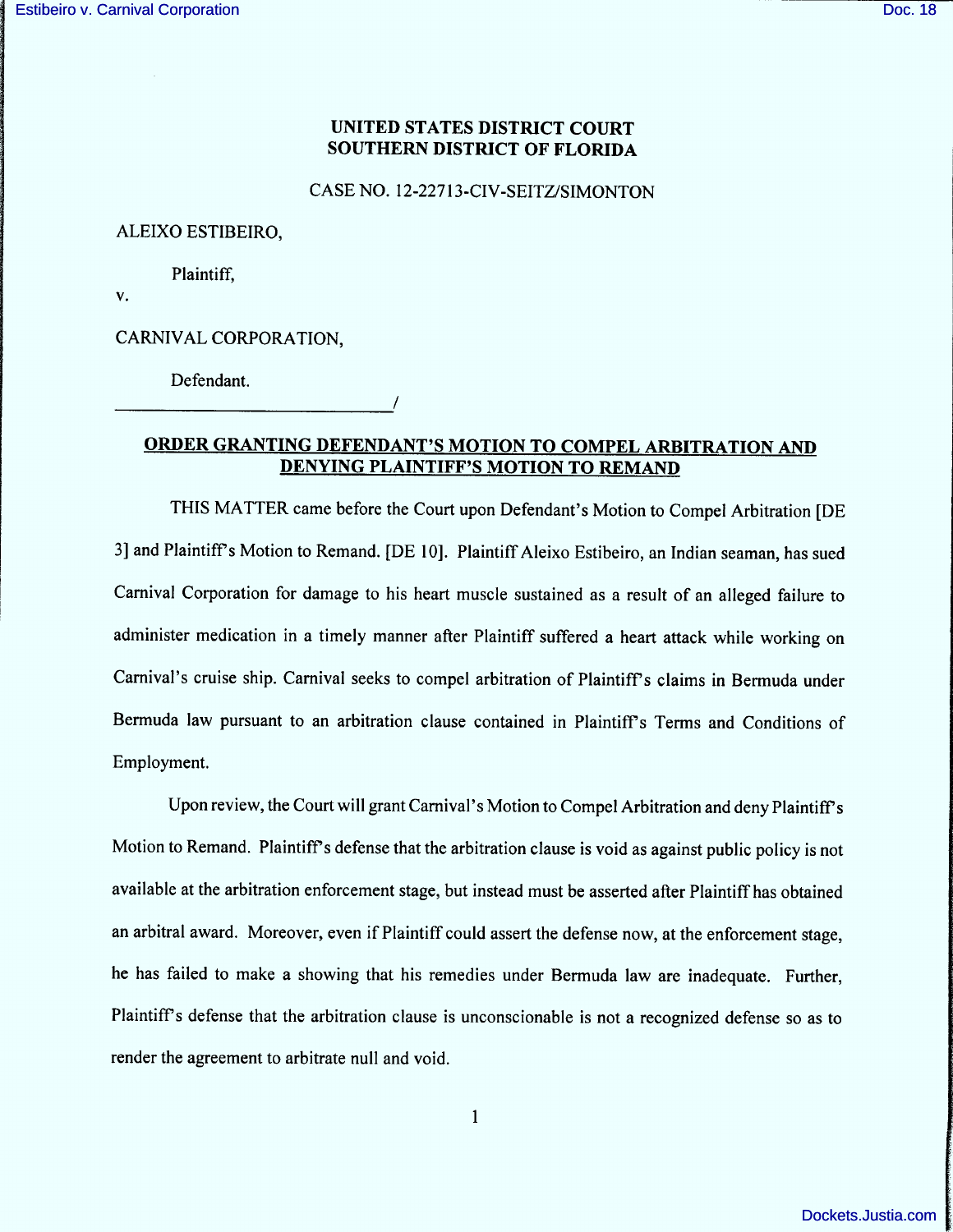**UNITED STATES DISTRICT COURT**
**SOUTHERN DISTRICT OF FLORIDA**

CASE NO. 12-22713-CIV-SEITZ/SIMONTON

ALEIXO ESTIBEIRO,

Plaintiff,

v.

CARNIVAL CORPORATION,

Defendant.
_______________________________/

**ORDER GRANTING DEFENDANT'S MOTION TO COMPEL ARBITRATION AND DENYING PLAINTIFF'S MOTION TO REMAND**

THIS MATTER came before the Court upon Defendant's Motion to Compel Arbitration [DE 3] and Plaintiff's Motion to Remand. [DE 10]. Plaintiff Aleixo Estibeiro, an Indian seaman, has sued Carnival Corporation for damage to his heart muscle sustained as a result of an alleged failure to administer medication in a timely manner after Plaintiff suffered a heart attack while working on Carnival's cruise ship. Carnival seeks to compel arbitration of Plaintiff's claims in Bermuda under Bermuda law pursuant to an arbitration clause contained in Plaintiff's Terms and Conditions of Employment.

Upon review, the Court will grant Carnival's Motion to Compel Arbitration and deny Plaintiff's Motion to Remand. Plaintiff's defense that the arbitration clause is void as against public policy is not available at the arbitration enforcement stage, but instead must be asserted after Plaintiff has obtained an arbitral award. Moreover, even if Plaintiff could assert the defense now, at the enforcement stage, he has failed to make a showing that his remedies under Bermuda law are inadequate. Further, Plaintiff's defense that the arbitration clause is unconscionable is not a recognized defense so as to render the agreement to arbitrate null and void.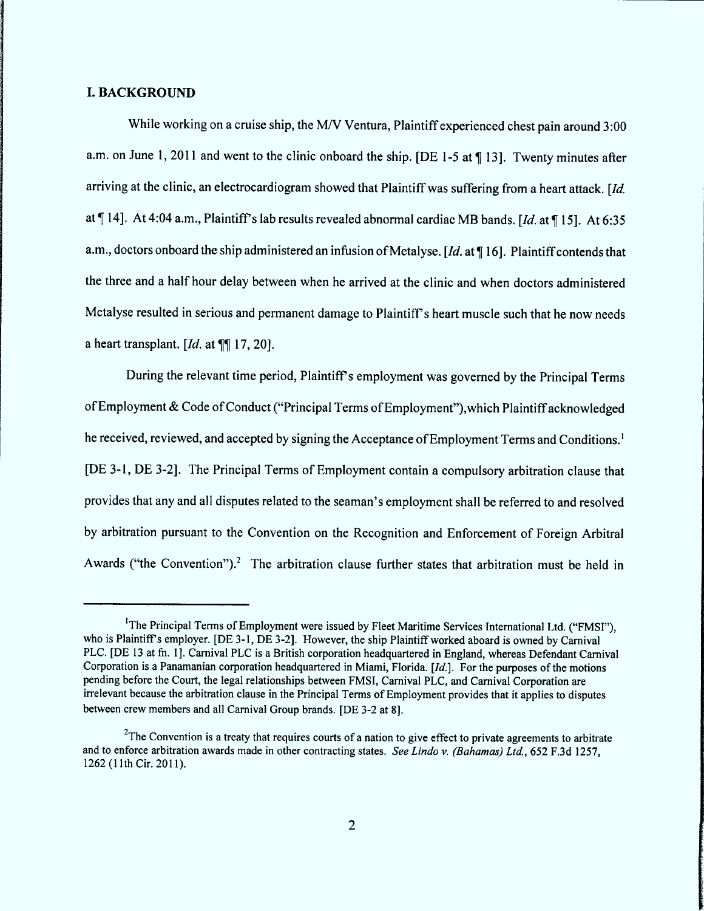## I. BACKGROUND

While working on a cruise ship, the M/V Ventura, Plaintiff experienced chest pain around 3:00 a.m. on June 1, 2011 and went to the clinic onboard the ship. [DE 1-5 at ¶ 13]. Twenty minutes after arriving at the clinic, an electrocardiogram showed that Plaintiff was suffering from a heart attack. [*Id.* at ¶ 14]. At 4:04 a.m., Plaintiff's lab results revealed abnormal cardiac MB bands. [*Id.* at ¶ 15]. At 6:35 a.m., doctors onboard the ship administered an infusion of Metalyse. [*Id.* at ¶ 16]. Plaintiff contends that the three and a half hour delay between when he arrived at the clinic and when doctors administered Metalyse resulted in serious and permanent damage to Plaintiff's heart muscle such that he now needs a heart transplant. [*Id.* at ¶¶ 17, 20].

During the relevant time period, Plaintiff's employment was governed by the Principal Terms of Employment & Code of Conduct ("Principal Terms of Employment"),which Plaintiff acknowledged he received, reviewed, and accepted by signing the Acceptance of Employment Terms and Conditions.[1] [DE 3-1, DE 3-2]. The Principal Terms of Employment contain a compulsory arbitration clause that provides that any and all disputes related to the seaman's employment shall be referred to and resolved by arbitration pursuant to the Convention on the Recognition and Enforcement of Foreign Arbitral Awards ("the Convention").[2] The arbitration clause further states that arbitration must be held in

---

[1]The Principal Terms of Employment were issued by Fleet Maritime Services International Ltd. ("FMSI"), who is Plaintiff's employer. [DE 3-1, DE 3-2]. However, the ship Plaintiff worked aboard is owned by Carnival PLC. [DE 13 at fn. 1]. Carnival PLC is a British corporation headquartered in England, whereas Defendant Carnival Corporation is a Panamanian corporation headquartered in Miami, Florida. [*Id.*]. For the purposes of the motions pending before the Court, the legal relationships between FMSI, Carnival PLC, and Carnival Corporation are irrelevant because the arbitration clause in the Principal Terms of Employment provides that it applies to disputes between crew members and all Carnival Group brands. [DE 3-2 at 8].

[2]The Convention is a treaty that requires courts of a nation to give effect to private agreements to arbitrate and to enforce arbitration awards made in other contracting states. *See Lindo v. (Bahamas) Ltd.*, 652 F.3d 1257, 1262 (11th Cir. 2011).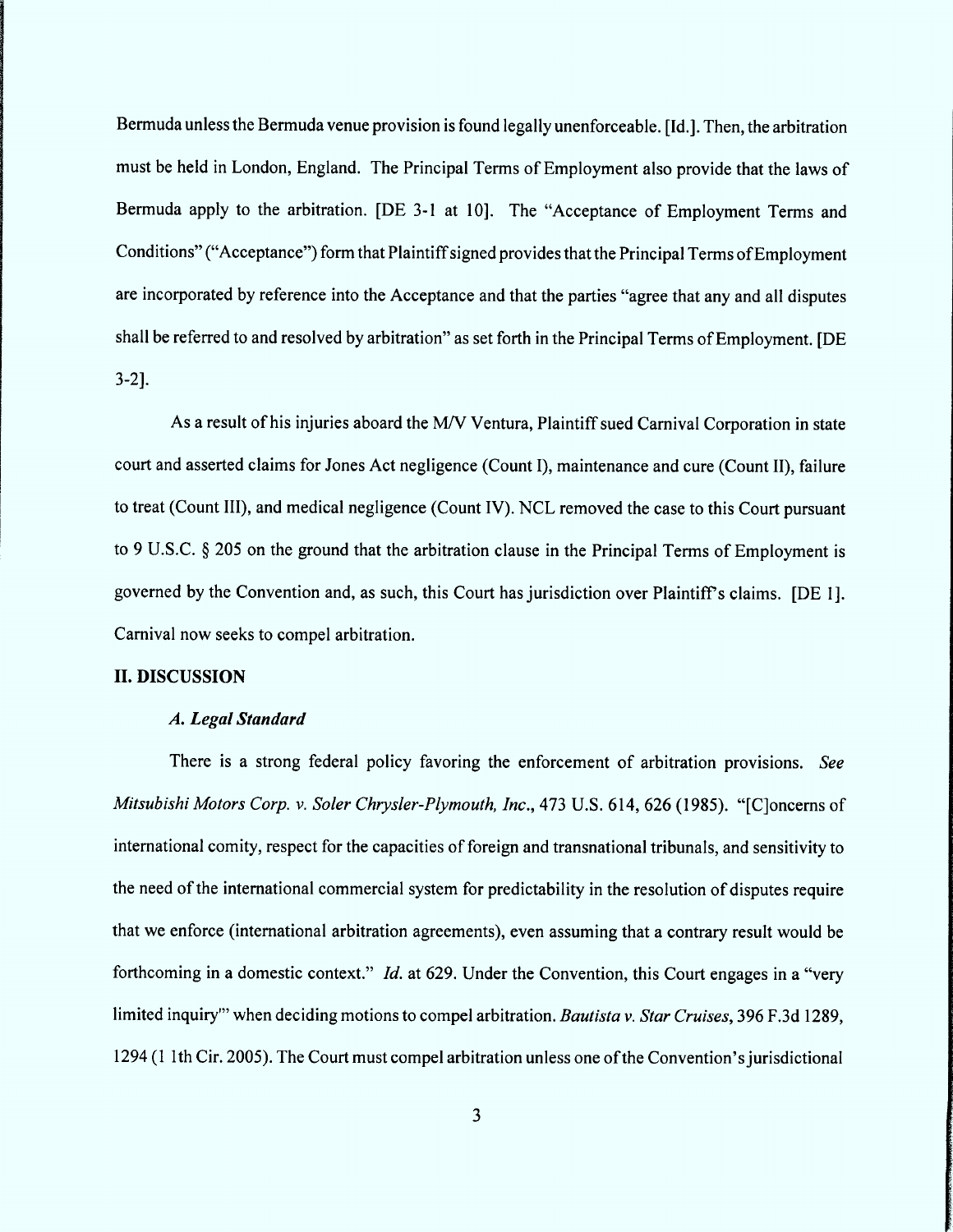Bermuda unless the Bermuda venue provision is found legally unenforceable. [Id.]. Then, the arbitration must be held in London, England. The Principal Terms of Employment also provide that the laws of Bermuda apply to the arbitration. [DE 3-1 at 10]. The "Acceptance of Employment Terms and Conditions" ("Acceptance") form that Plaintiff signed provides that the Principal Terms of Employment are incorporated by reference into the Acceptance and that the parties "agree that any and all disputes shall be referred to and resolved by arbitration" as set forth in the Principal Terms of Employment. [DE 3-2].

As a result of his injuries aboard the M/V Ventura, Plaintiff sued Carnival Corporation in state court and asserted claims for Jones Act negligence (Count I), maintenance and cure (Count II), failure to treat (Count III), and medical negligence (Count IV). NCL removed the case to this Court pursuant to 9 U.S.C. § 205 on the ground that the arbitration clause in the Principal Terms of Employment is governed by the Convention and, as such, this Court has jurisdiction over Plaintiff's claims. [DE 1]. Carnival now seeks to compel arbitration.

## II. DISCUSSION

### *A. Legal Standard*

There is a strong federal policy favoring the enforcement of arbitration provisions. *See Mitsubishi Motors Corp. v. Soler Chrysler-Plymouth, Inc.*, 473 U.S. 614, 626 (1985). "[C]oncerns of international comity, respect for the capacities of foreign and transnational tribunals, and sensitivity to the need of the international commercial system for predictability in the resolution of disputes require that we enforce (international arbitration agreements), even assuming that a contrary result would be forthcoming in a domestic context." *Id.* at 629. Under the Convention, this Court engages in a "very limited inquiry'" when deciding motions to compel arbitration. *Bautista v. Star Cruises*, 396 F.3d 1289, 1294 (11th Cir. 2005). The Court must compel arbitration unless one of the Convention's jurisdictional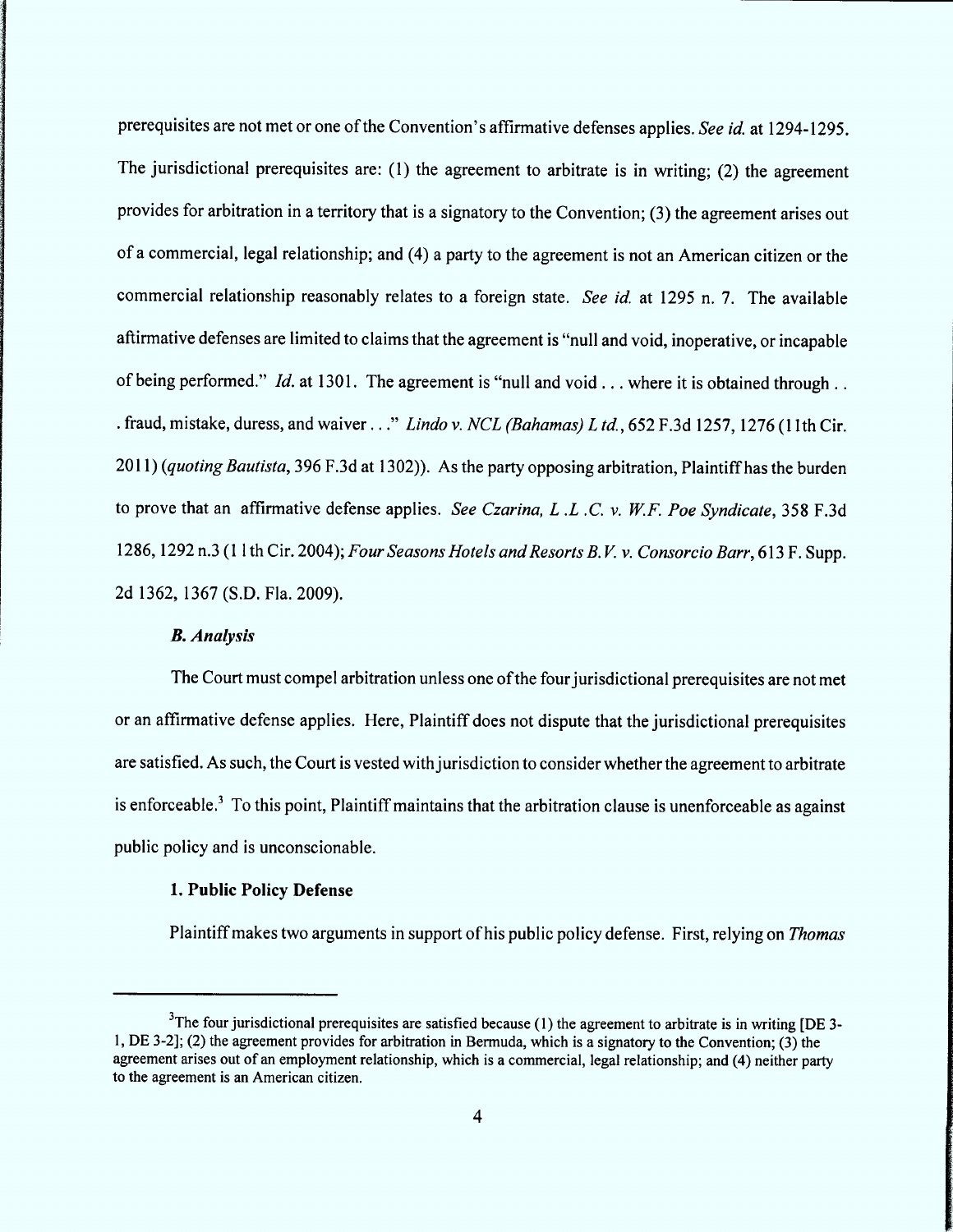prerequisites are not met or one of the Convention's affirmative defenses applies. *See id.* at 1294-1295. The jurisdictional prerequisites are: (1) the agreement to arbitrate is in writing; (2) the agreement provides for arbitration in a territory that is a signatory to the Convention; (3) the agreement arises out of a commercial, legal relationship; and (4) a party to the agreement is not an American citizen or the commercial relationship reasonably relates to a foreign state. *See id.* at 1295 n. 7. The available affirmative defenses are limited to claims that the agreement is "null and void, inoperative, or incapable of being performed." *Id.* at 1301. The agreement is "null and void . . . where it is obtained through . . . fraud, mistake, duress, and waiver . . ." *Lindo v. NCL (Bahamas) Ltd.*, 652 F.3d 1257, 1276 (11th Cir. 2011) (*quoting Bautista*, 396 F.3d at 1302)). As the party opposing arbitration, Plaintiff has the burden to prove that an affirmative defense applies. *See Czarina, L.L.C. v. W.F. Poe Syndicate*, 358 F.3d 1286, 1292 n.3 (11th Cir. 2004); *Four Seasons Hotels and Resorts B.V. v. Consorcio Barr*, 613 F. Supp. 2d 1362, 1367 (S.D. Fla. 2009).

### *B. Analysis*

The Court must compel arbitration unless one of the four jurisdictional prerequisites are not met or an affirmative defense applies. Here, Plaintiff does not dispute that the jurisdictional prerequisites are satisfied. As such, the Court is vested with jurisdiction to consider whether the agreement to arbitrate is enforceable.[3] To this point, Plaintiff maintains that the arbitration clause is unenforceable as against public policy and is unconscionable.

#### 1. Public Policy Defense

Plaintiff makes two arguments in support of his public policy defense. First, relying on *Thomas*

---

[3] The four jurisdictional prerequisites are satisfied because (1) the agreement to arbitrate is in writing [DE 3-1, DE 3-2]; (2) the agreement provides for arbitration in Bermuda, which is a signatory to the Convention; (3) the agreement arises out of an employment relationship, which is a commercial, legal relationship; and (4) neither party to the agreement is an American citizen.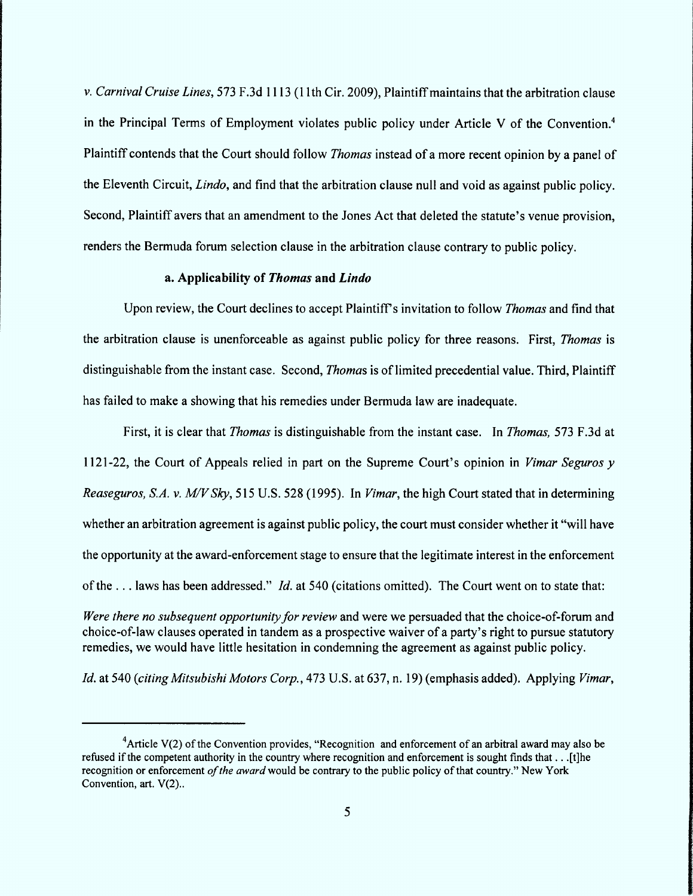*v. Carnival Cruise Lines*, 573 F.3d 1113 (11th Cir. 2009), Plaintiff maintains that the arbitration clause in the Principal Terms of Employment violates public policy under Article V of the Convention.[4] Plaintiff contends that the Court should follow *Thomas* instead of a more recent opinion by a panel of the Eleventh Circuit, *Lindo*, and find that the arbitration clause null and void as against public policy. Second, Plaintiff avers that an amendment to the Jones Act that deleted the statute's venue provision, renders the Bermuda forum selection clause in the arbitration clause contrary to public policy.

**a. Applicability of *Thomas* and *Lindo***

Upon review, the Court declines to accept Plaintiff's invitation to follow *Thomas* and find that the arbitration clause is unenforceable as against public policy for three reasons. First, *Thomas* is distinguishable from the instant case. Second, *Thomas* is of limited precedential value. Third, Plaintiff has failed to make a showing that his remedies under Bermuda law are inadequate.

First, it is clear that *Thomas* is distinguishable from the instant case. In *Thomas,* 573 F.3d at 1121-22, the Court of Appeals relied in part on the Supreme Court's opinion in *Vimar Seguros y Reaseguros, S.A. v. M/V Sky*, 515 U.S. 528 (1995). In *Vimar*, the high Court stated that in determining whether an arbitration agreement is against public policy, the court must consider whether it "will have the opportunity at the award-enforcement stage to ensure that the legitimate interest in the enforcement of the . . . laws has been addressed." *Id.* at 540 (citations omitted). The Court went on to state that:

*Were there no subsequent opportunity for review* and were we persuaded that the choice-of-forum and choice-of-law clauses operated in tandem as a prospective waiver of a party's right to pursue statutory remedies, we would have little hesitation in condemning the agreement as against public policy.

*Id.* at 540 (*citing Mitsubishi Motors Corp.*, 473 U.S. at 637, n. 19) (emphasis added). Applying *Vimar*,

---

[4]Article V(2) of the Convention provides, "Recognition and enforcement of an arbitral award may also be refused if the competent authority in the country where recognition and enforcement is sought finds that . . .[t]he recognition or enforcement *of the award* would be contrary to the public policy of that country." New York Convention, art. V(2)..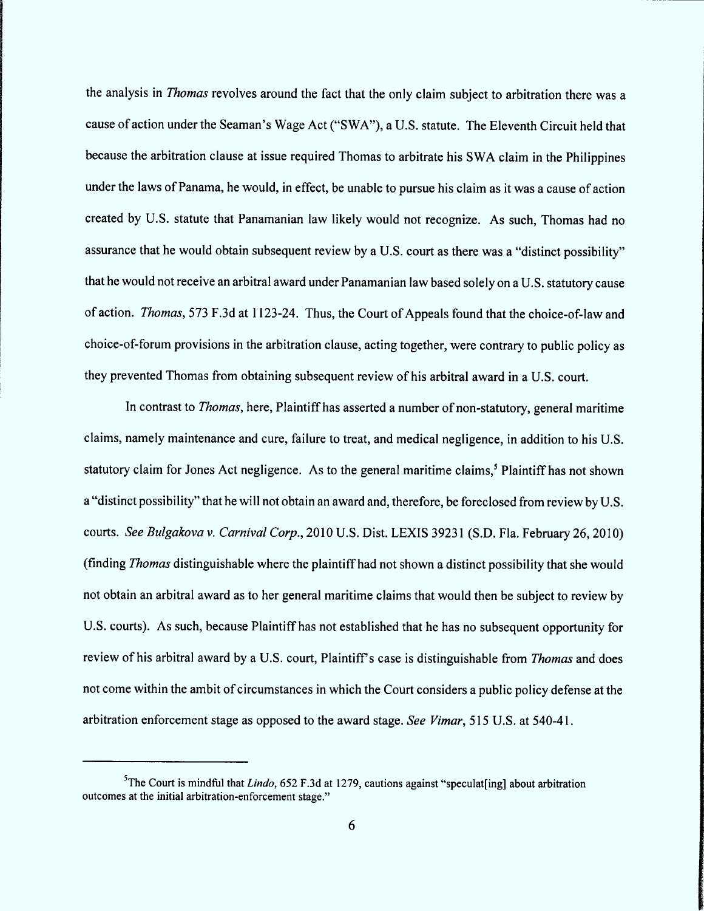the analysis in *Thomas* revolves around the fact that the only claim subject to arbitration there was a cause of action under the Seaman's Wage Act ("SWA"), a U.S. statute. The Eleventh Circuit held that because the arbitration clause at issue required Thomas to arbitrate his SWA claim in the Philippines under the laws of Panama, he would, in effect, be unable to pursue his claim as it was a cause of action created by U.S. statute that Panamanian law likely would not recognize. As such, Thomas had no assurance that he would obtain subsequent review by a U.S. court as there was a "distinct possibility" that he would not receive an arbitral award under Panamanian law based solely on a U.S. statutory cause of action. *Thomas*, 573 F.3d at 1123-24. Thus, the Court of Appeals found that the choice-of-law and choice-of-forum provisions in the arbitration clause, acting together, were contrary to public policy as they prevented Thomas from obtaining subsequent review of his arbitral award in a U.S. court.

In contrast to *Thomas*, here, Plaintiff has asserted a number of non-statutory, general maritime claims, namely maintenance and cure, failure to treat, and medical negligence, in addition to his U.S. statutory claim for Jones Act negligence. As to the general maritime claims,[5] Plaintiff has not shown a "distinct possibility" that he will not obtain an award and, therefore, be foreclosed from review by U.S. courts. *See Bulgakova v. Carnival Corp.*, 2010 U.S. Dist. LEXIS 39231 (S.D. Fla. February 26, 2010) (finding *Thomas* distinguishable where the plaintiff had not shown a distinct possibility that she would not obtain an arbitral award as to her general maritime claims that would then be subject to review by U.S. courts). As such, because Plaintiff has not established that he has no subsequent opportunity for review of his arbitral award by a U.S. court, Plaintiff's case is distinguishable from *Thomas* and does not come within the ambit of circumstances in which the Court considers a public policy defense at the arbitration enforcement stage as opposed to the award stage. *See Vimar*, 515 U.S. at 540-41.

---

[5]The Court is mindful that *Lindo*, 652 F.3d at 1279, cautions against "speculat[ing] about arbitration outcomes at the initial arbitration-enforcement stage."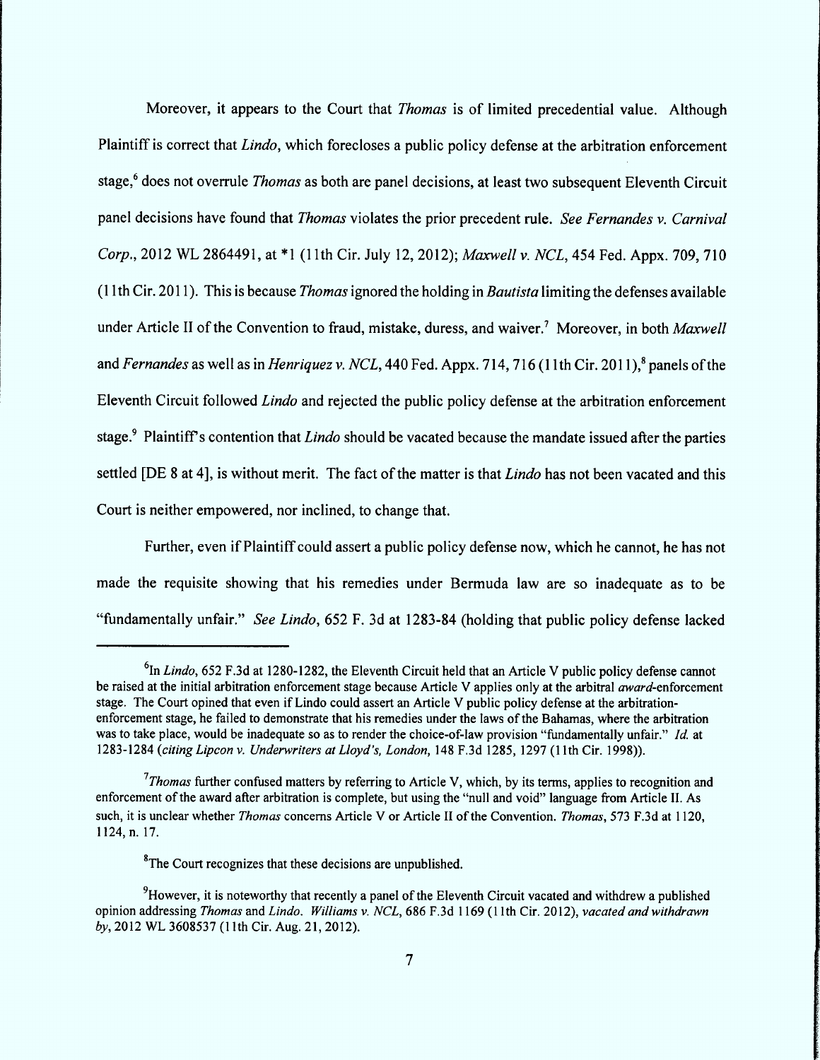Moreover, it appears to the Court that *Thomas* is of limited precedential value. Although Plaintiff is correct that *Lindo*, which forecloses a public policy defense at the arbitration enforcement stage,[6] does not overrule *Thomas* as both are panel decisions, at least two subsequent Eleventh Circuit panel decisions have found that *Thomas* violates the prior precedent rule. *See Fernandes v. Carnival Corp.*, 2012 WL 2864491, at *1 (11th Cir. July 12, 2012); *Maxwell v. NCL*, 454 Fed. Appx. 709, 710 (11th Cir. 2011). This is because *Thomas* ignored the holding in *Bautista* limiting the defenses available under Article II of the Convention to fraud, mistake, duress, and waiver.[7] Moreover, in both *Maxwell* and *Fernandes* as well as in *Henriquez v. NCL*, 440 Fed. Appx. 714, 716 (11th Cir. 2011),[8] panels of the Eleventh Circuit followed *Lindo* and rejected the public policy defense at the arbitration enforcement stage.[9] Plaintiff's contention that *Lindo* should be vacated because the mandate issued after the parties settled [DE 8 at 4], is without merit. The fact of the matter is that *Lindo* has not been vacated and this Court is neither empowered, nor inclined, to change that.

Further, even if Plaintiff could assert a public policy defense now, which he cannot, he has not made the requisite showing that his remedies under Bermuda law are so inadequate as to be "fundamentally unfair." *See Lindo*, 652 F. 3d at 1283-84 (holding that public policy defense lacked

---

[6] In *Lindo*, 652 F.3d at 1280-1282, the Eleventh Circuit held that an Article V public policy defense cannot be raised at the initial arbitration enforcement stage because Article V applies only at the arbitral *award*-enforcement stage. The Court opined that even if Lindo could assert an Article V public policy defense at the arbitration-enforcement stage, he failed to demonstrate that his remedies under the laws of the Bahamas, where the arbitration was to take place, would be inadequate so as to render the choice-of-law provision "fundamentally unfair." *Id.* at 1283-1284 (*citing Lipcon v. Underwriters at Lloyd's, London*, 148 F.3d 1285, 1297 (11th Cir. 1998)).

[7] *Thomas* further confused matters by referring to Article V, which, by its terms, applies to recognition and enforcement of the award after arbitration is complete, but using the "null and void" language from Article II. As such, it is unclear whether *Thomas* concerns Article V or Article II of the Convention. *Thomas*, 573 F.3d at 1120, 1124, n. 17.

[8] The Court recognizes that these decisions are unpublished.

[9] However, it is noteworthy that recently a panel of the Eleventh Circuit vacated and withdrew a published opinion addressing *Thomas* and *Lindo*. *Williams v. NCL*, 686 F.3d 1169 (11th Cir. 2012), *vacated and withdrawn by*, 2012 WL 3608537 (11th Cir. Aug. 21, 2012).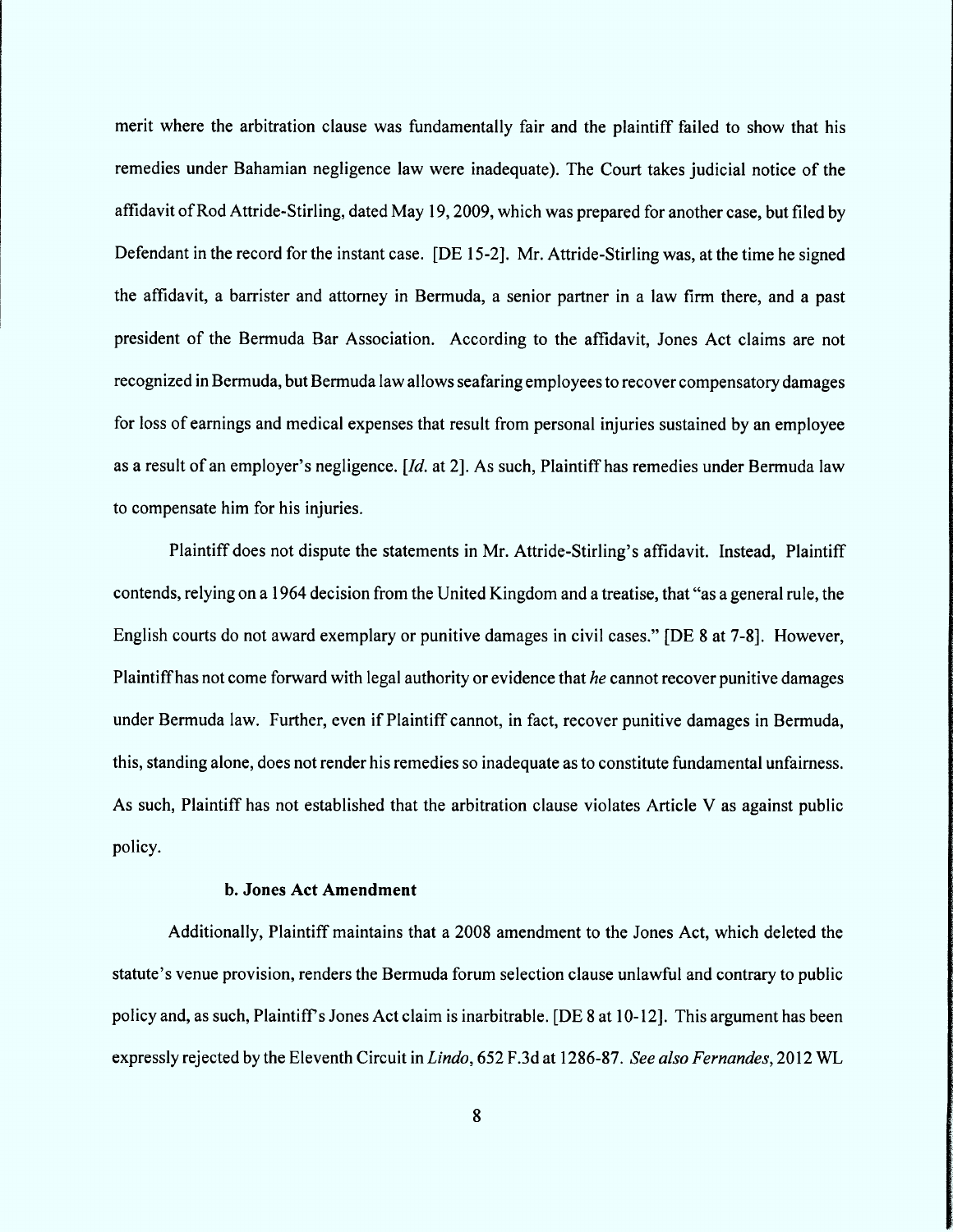merit where the arbitration clause was fundamentally fair and the plaintiff failed to show that his remedies under Bahamian negligence law were inadequate). The Court takes judicial notice of the affidavit of Rod Attride-Stirling, dated May 19, 2009, which was prepared for another case, but filed by Defendant in the record for the instant case. [DE 15-2]. Mr. Attride-Stirling was, at the time he signed the affidavit, a barrister and attorney in Bermuda, a senior partner in a law firm there, and a past president of the Bermuda Bar Association. According to the affidavit, Jones Act claims are not recognized in Bermuda, but Bermuda law allows seafaring employees to recover compensatory damages for loss of earnings and medical expenses that result from personal injuries sustained by an employee as a result of an employer's negligence. [*Id.* at 2]. As such, Plaintiff has remedies under Bermuda law to compensate him for his injuries.

Plaintiff does not dispute the statements in Mr. Attride-Stirling's affidavit. Instead, Plaintiff contends, relying on a 1964 decision from the United Kingdom and a treatise, that "as a general rule, the English courts do not award exemplary or punitive damages in civil cases." [DE 8 at 7-8]. However, Plaintiff has not come forward with legal authority or evidence that *he* cannot recover punitive damages under Bermuda law. Further, even if Plaintiff cannot, in fact, recover punitive damages in Bermuda, this, standing alone, does not render his remedies so inadequate as to constitute fundamental unfairness. As such, Plaintiff has not established that the arbitration clause violates Article V as against public policy.

**b. Jones Act Amendment**

Additionally, Plaintiff maintains that a 2008 amendment to the Jones Act, which deleted the statute's venue provision, renders the Bermuda forum selection clause unlawful and contrary to public policy and, as such, Plaintiff's Jones Act claim is inarbitrable. [DE 8 at 10-12]. This argument has been expressly rejected by the Eleventh Circuit in *Lindo*, 652 F.3d at 1286-87. *See also Fernandes*, 2012 WL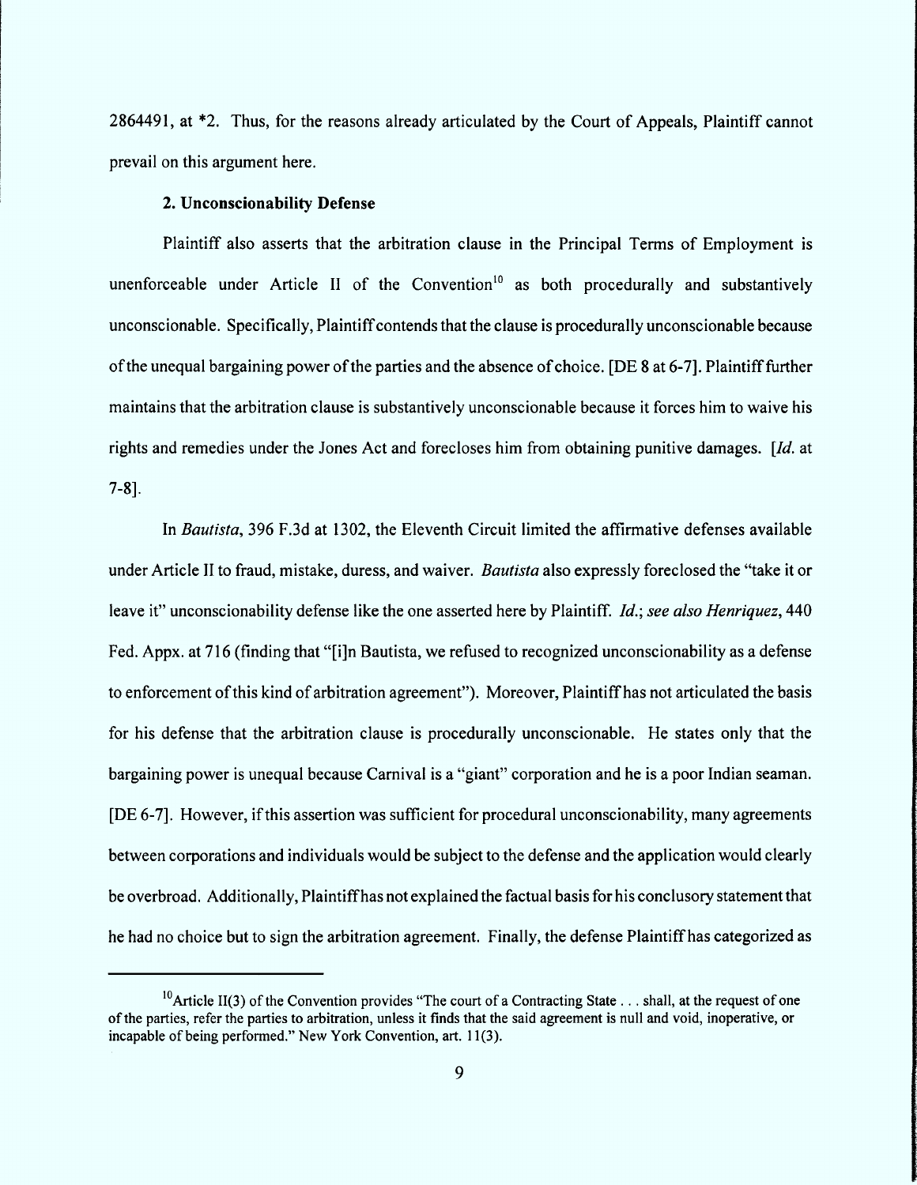2864491, at *2. Thus, for the reasons already articulated by the Court of Appeals, Plaintiff cannot prevail on this argument here.

**2. Unconscionability Defense**

Plaintiff also asserts that the arbitration clause in the Principal Terms of Employment is unenforceable under Article II of the Convention[10] as both procedurally and substantively unconscionable. Specifically, Plaintiff contends that the clause is procedurally unconscionable because of the unequal bargaining power of the parties and the absence of choice. [DE 8 at 6-7]. Plaintiff further maintains that the arbitration clause is substantively unconscionable because it forces him to waive his rights and remedies under the Jones Act and forecloses him from obtaining punitive damages. [*Id.* at 7-8].

In *Bautista*, 396 F.3d at 1302, the Eleventh Circuit limited the affirmative defenses available under Article II to fraud, mistake, duress, and waiver. *Bautista* also expressly foreclosed the "take it or leave it" unconscionability defense like the one asserted here by Plaintiff. *Id.*; *see also Henriquez*, 440 Fed. Appx. at 716 (finding that "[i]n Bautista, we refused to recognized unconscionability as a defense to enforcement of this kind of arbitration agreement"). Moreover, Plaintiff has not articulated the basis for his defense that the arbitration clause is procedurally unconscionable. He states only that the bargaining power is unequal because Carnival is a "giant" corporation and he is a poor Indian seaman. [DE 6-7]. However, if this assertion was sufficient for procedural unconscionability, many agreements between corporations and individuals would be subject to the defense and the application would clearly be overbroad. Additionally, Plaintiff has not explained the factual basis for his conclusory statement that he had no choice but to sign the arbitration agreement. Finally, the defense Plaintiff has categorized as

---

[10] Article II(3) of the Convention provides "The court of a Contracting State . . . shall, at the request of one of the parties, refer the parties to arbitration, unless it finds that the said agreement is null and void, inoperative, or incapable of being performed." New York Convention, art. 11(3).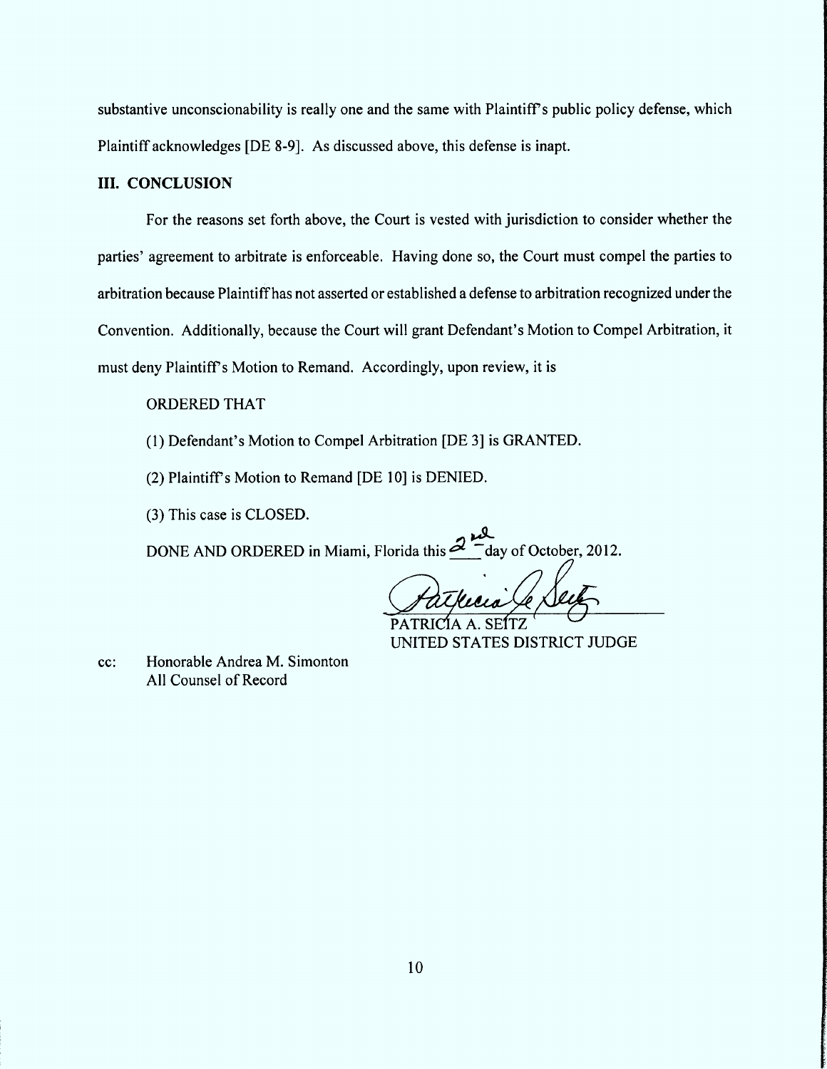substantive unconscionability is really one and the same with Plaintiff's public policy defense, which Plaintiff acknowledges [DE 8-9]. As discussed above, this defense is inapt.

## III. CONCLUSION

For the reasons set forth above, the Court is vested with jurisdiction to consider whether the parties' agreement to arbitrate is enforceable. Having done so, the Court must compel the parties to arbitration because Plaintiff has not asserted or established a defense to arbitration recognized under the Convention. Additionally, because the Court will grant Defendant's Motion to Compel Arbitration, it must deny Plaintiff's Motion to Remand. Accordingly, upon review, it is

ORDERED THAT

(1) Defendant's Motion to Compel Arbitration [DE 3] is GRANTED.

(2) Plaintiff's Motion to Remand [DE 10] is DENIED.

(3) This case is CLOSED.

DONE AND ORDERED in Miami, Florida this 2nd day of October, 2012.

PATRICIA A. SEITZ
UNITED STATES DISTRICT JUDGE

cc: Honorable Andrea M. Simonton
All Counsel of Record